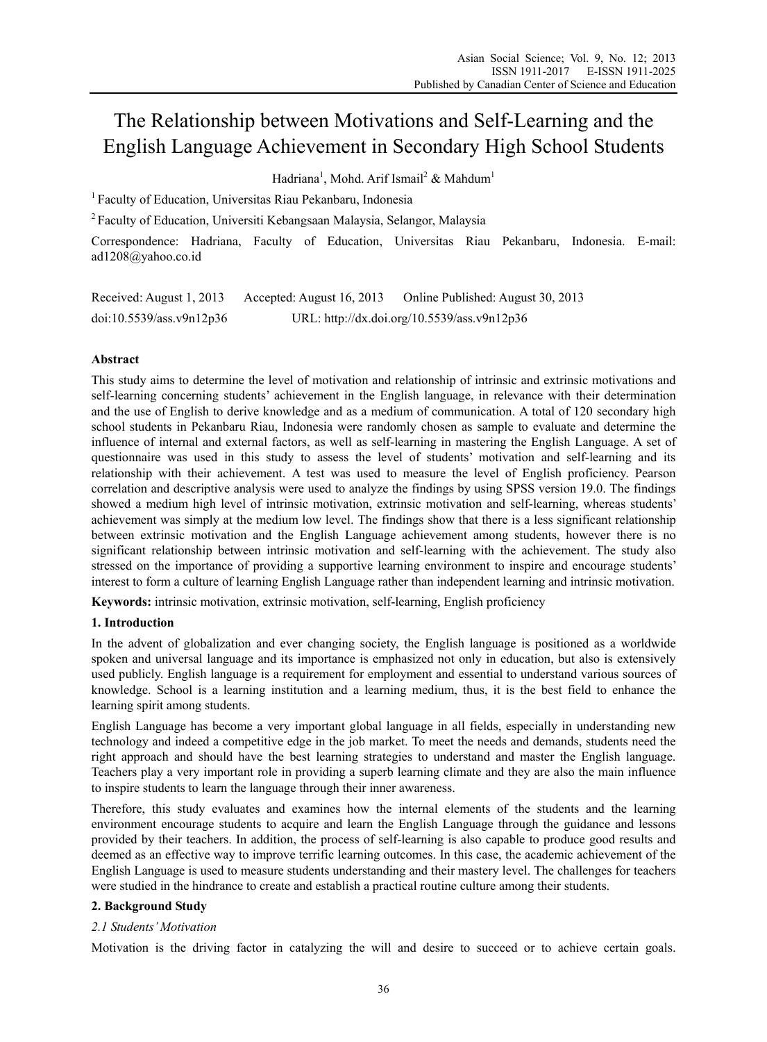# The Relationship between Motivations and Self-Learning and the English Language Achievement in Secondary High School Students

Hadriana[1], Mohd. Arif Ismail[2] & Mahdum[1]

[1] Faculty of Education, Universitas Riau Pekanbaru, Indonesia

[2] Faculty of Education, Universiti Kebangsaan Malaysia, Selangor, Malaysia

Correspondence: Hadriana, Faculty of Education, Universitas Riau Pekanbaru, Indonesia. E-mail: ad1208@yahoo.co.id

Received: August 1, 2013 Accepted: August 16, 2013 Online Published: August 30, 2013

doi:10.5539/ass.v9n12p36 URL: http://dx.doi.org/10.5539/ass.v9n12p36

## Abstract

This study aims to determine the level of motivation and relationship of intrinsic and extrinsic motivations and self-learning concerning students' achievement in the English language, in relevance with their determination and the use of English to derive knowledge and as a medium of communication. A total of 120 secondary high school students in Pekanbaru Riau, Indonesia were randomly chosen as sample to evaluate and determine the influence of internal and external factors, as well as self-learning in mastering the English Language. A set of questionnaire was used in this study to assess the level of students' motivation and self-learning and its relationship with their achievement. A test was used to measure the level of English proficiency. Pearson correlation and descriptive analysis were used to analyze the findings by using SPSS version 19.0. The findings showed a medium high level of intrinsic motivation, extrinsic motivation and self-learning, whereas students' achievement was simply at the medium low level. The findings show that there is a less significant relationship between extrinsic motivation and the English Language achievement among students, however there is no significant relationship between intrinsic motivation and self-learning with the achievement. The study also stressed on the importance of providing a supportive learning environment to inspire and encourage students' interest to form a culture of learning English Language rather than independent learning and intrinsic motivation.

**Keywords:** intrinsic motivation, extrinsic motivation, self-learning, English proficiency

## 1. Introduction

In the advent of globalization and ever changing society, the English language is positioned as a worldwide spoken and universal language and its importance is emphasized not only in education, but also is extensively used publicly. English language is a requirement for employment and essential to understand various sources of knowledge. School is a learning institution and a learning medium, thus, it is the best field to enhance the learning spirit among students.

English Language has become a very important global language in all fields, especially in understanding new technology and indeed a competitive edge in the job market. To meet the needs and demands, students need the right approach and should have the best learning strategies to understand and master the English language. Teachers play a very important role in providing a superb learning climate and they are also the main influence to inspire students to learn the language through their inner awareness.

Therefore, this study evaluates and examines how the internal elements of the students and the learning environment encourage students to acquire and learn the English Language through the guidance and lessons provided by their teachers. In addition, the process of self-learning is also capable to produce good results and deemed as an effective way to improve terrific learning outcomes. In this case, the academic achievement of the English Language is used to measure students understanding and their mastery level. The challenges for teachers were studied in the hindrance to create and establish a practical routine culture among their students.

## 2. Background Study

### *2.1 Students' Motivation*

Motivation is the driving factor in catalyzing the will and desire to succeed or to achieve certain goals.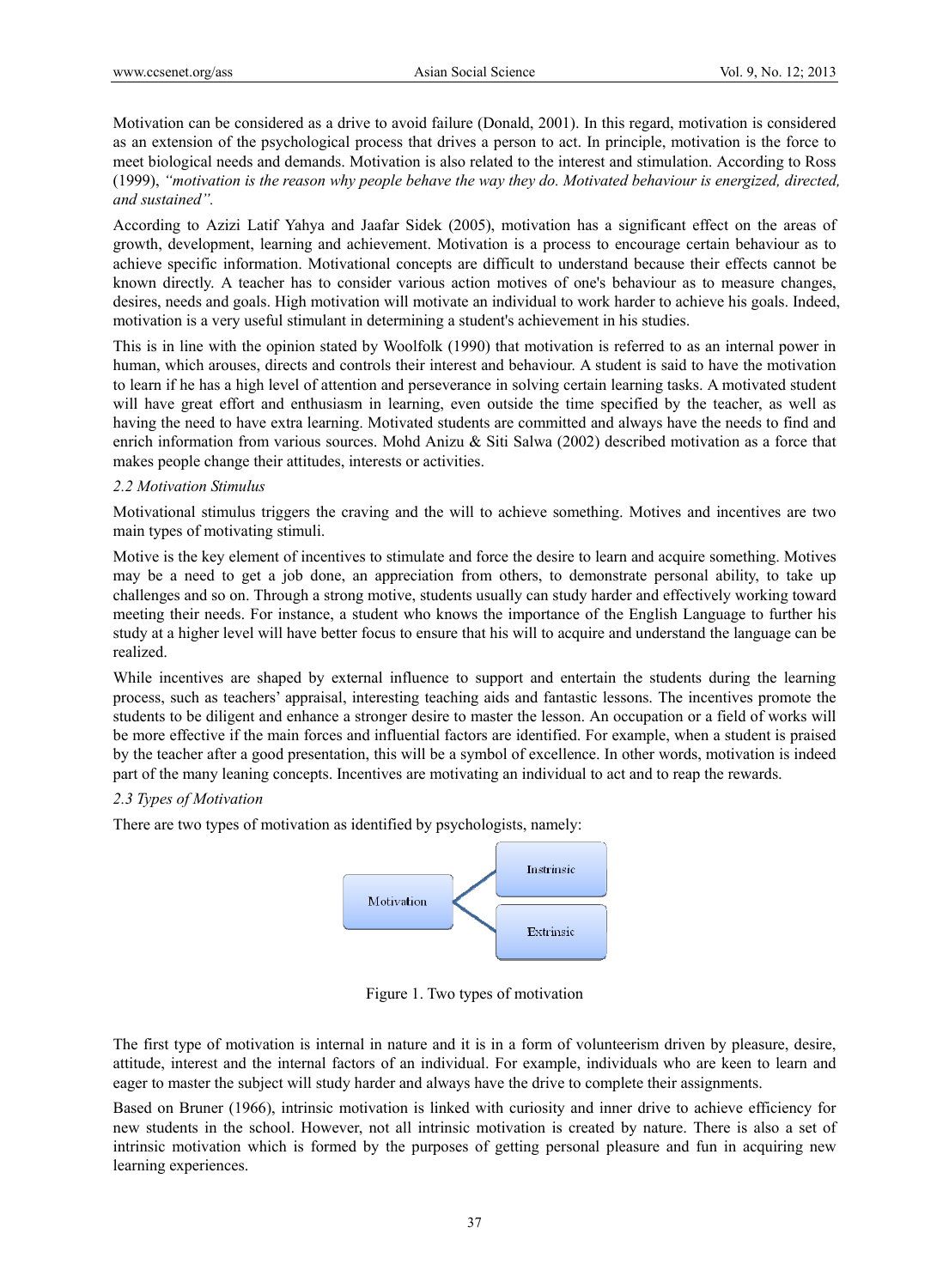Motivation can be considered as a drive to avoid failure (Donald, 2001). In this regard, motivation is considered as an extension of the psychological process that drives a person to act. In principle, motivation is the force to meet biological needs and demands. Motivation is also related to the interest and stimulation. According to Ross (1999), *"motivation is the reason why people behave the way they do. Motivated behaviour is energized, directed, and sustained"*.

According to Azizi Latif Yahya and Jaafar Sidek (2005), motivation has a significant effect on the areas of growth, development, learning and achievement. Motivation is a process to encourage certain behaviour as to achieve specific information. Motivational concepts are difficult to understand because their effects cannot be known directly. A teacher has to consider various action motives of one's behaviour as to measure changes, desires, needs and goals. High motivation will motivate an individual to work harder to achieve his goals. Indeed, motivation is a very useful stimulant in determining a student's achievement in his studies.

This is in line with the opinion stated by Woolfolk (1990) that motivation is referred to as an internal power in human, which arouses, directs and controls their interest and behaviour. A student is said to have the motivation to learn if he has a high level of attention and perseverance in solving certain learning tasks. A motivated student will have great effort and enthusiasm in learning, even outside the time specified by the teacher, as well as having the need to have extra learning. Motivated students are committed and always have the needs to find and enrich information from various sources. Mohd Anizu & Siti Salwa (2002) described motivation as a force that makes people change their attitudes, interests or activities.

### *2.2 Motivation Stimulus*

Motivational stimulus triggers the craving and the will to achieve something. Motives and incentives are two main types of motivating stimuli.

Motive is the key element of incentives to stimulate and force the desire to learn and acquire something. Motives may be a need to get a job done, an appreciation from others, to demonstrate personal ability, to take up challenges and so on. Through a strong motive, students usually can study harder and effectively working toward meeting their needs. For instance, a student who knows the importance of the English Language to further his study at a higher level will have better focus to ensure that his will to acquire and understand the language can be realized.

While incentives are shaped by external influence to support and entertain the students during the learning process, such as teachers' appraisal, interesting teaching aids and fantastic lessons. The incentives promote the students to be diligent and enhance a stronger desire to master the lesson. An occupation or a field of works will be more effective if the main forces and influential factors are identified. For example, when a student is praised by the teacher after a good presentation, this will be a symbol of excellence. In other words, motivation is indeed part of the many leaning concepts. Incentives are motivating an individual to act and to reap the rewards.

### *2.3 Types of Motivation*

There are two types of motivation as identified by psychologists, namely:

Motivation → Instrinsic / Extrinsic

Figure 1. Two types of motivation

The first type of motivation is internal in nature and it is in a form of volunteerism driven by pleasure, desire, attitude, interest and the internal factors of an individual. For example, individuals who are keen to learn and eager to master the subject will study harder and always have the drive to complete their assignments.

Based on Bruner (1966), intrinsic motivation is linked with curiosity and inner drive to achieve efficiency for new students in the school. However, not all intrinsic motivation is created by nature. There is also a set of intrinsic motivation which is formed by the purposes of getting personal pleasure and fun in acquiring new learning experiences.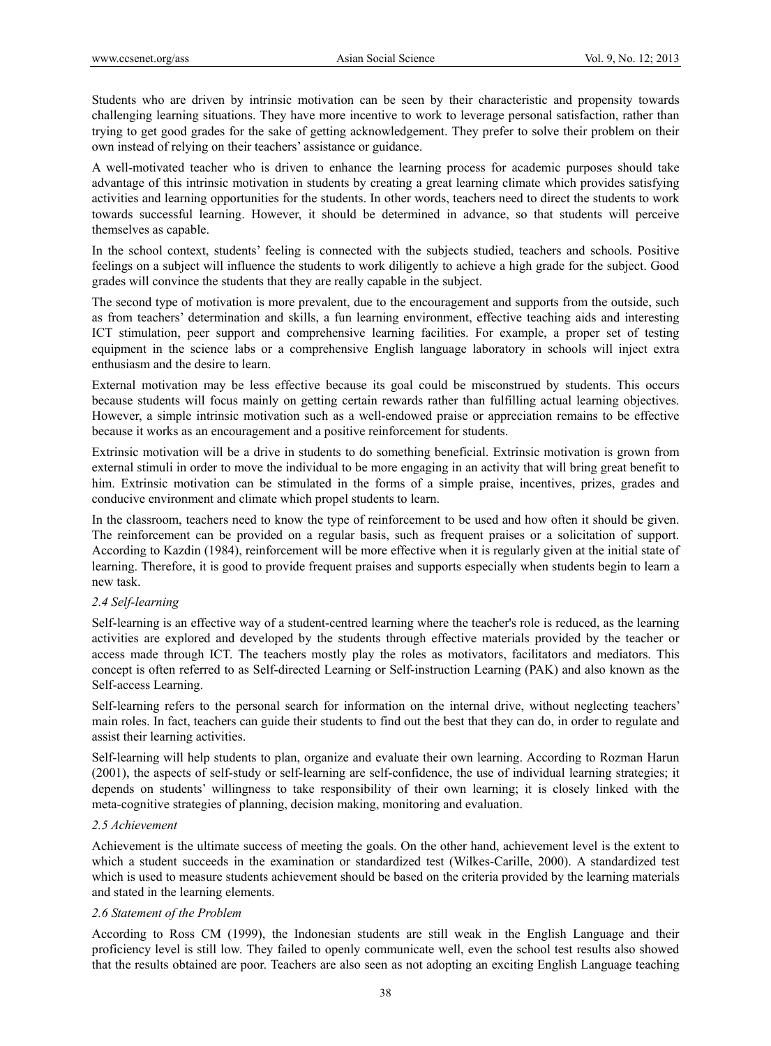Students who are driven by intrinsic motivation can be seen by their characteristic and propensity towards challenging learning situations. They have more incentive to work to leverage personal satisfaction, rather than trying to get good grades for the sake of getting acknowledgement. They prefer to solve their problem on their own instead of relying on their teachers' assistance or guidance.

A well-motivated teacher who is driven to enhance the learning process for academic purposes should take advantage of this intrinsic motivation in students by creating a great learning climate which provides satisfying activities and learning opportunities for the students. In other words, teachers need to direct the students to work towards successful learning. However, it should be determined in advance, so that students will perceive themselves as capable.

In the school context, students' feeling is connected with the subjects studied, teachers and schools. Positive feelings on a subject will influence the students to work diligently to achieve a high grade for the subject. Good grades will convince the students that they are really capable in the subject.

The second type of motivation is more prevalent, due to the encouragement and supports from the outside, such as from teachers' determination and skills, a fun learning environment, effective teaching aids and interesting ICT stimulation, peer support and comprehensive learning facilities. For example, a proper set of testing equipment in the science labs or a comprehensive English language laboratory in schools will inject extra enthusiasm and the desire to learn.

External motivation may be less effective because its goal could be misconstrued by students. This occurs because students will focus mainly on getting certain rewards rather than fulfilling actual learning objectives. However, a simple intrinsic motivation such as a well-endowed praise or appreciation remains to be effective because it works as an encouragement and a positive reinforcement for students.

Extrinsic motivation will be a drive in students to do something beneficial. Extrinsic motivation is grown from external stimuli in order to move the individual to be more engaging in an activity that will bring great benefit to him. Extrinsic motivation can be stimulated in the forms of a simple praise, incentives, prizes, grades and conducive environment and climate which propel students to learn.

In the classroom, teachers need to know the type of reinforcement to be used and how often it should be given. The reinforcement can be provided on a regular basis, such as frequent praises or a solicitation of support. According to Kazdin (1984), reinforcement will be more effective when it is regularly given at the initial state of learning. Therefore, it is good to provide frequent praises and supports especially when students begin to learn a new task.

### *2.4 Self-learning*

Self-learning is an effective way of a student-centred learning where the teacher's role is reduced, as the learning activities are explored and developed by the students through effective materials provided by the teacher or access made through ICT. The teachers mostly play the roles as motivators, facilitators and mediators. This concept is often referred to as Self-directed Learning or Self-instruction Learning (PAK) and also known as the Self-access Learning.

Self-learning refers to the personal search for information on the internal drive, without neglecting teachers' main roles. In fact, teachers can guide their students to find out the best that they can do, in order to regulate and assist their learning activities.

Self-learning will help students to plan, organize and evaluate their own learning. According to Rozman Harun (2001), the aspects of self-study or self-learning are self-confidence, the use of individual learning strategies; it depends on students' willingness to take responsibility of their own learning; it is closely linked with the meta-cognitive strategies of planning, decision making, monitoring and evaluation.

### *2.5 Achievement*

Achievement is the ultimate success of meeting the goals. On the other hand, achievement level is the extent to which a student succeeds in the examination or standardized test (Wilkes-Carille, 2000). A standardized test which is used to measure students achievement should be based on the criteria provided by the learning materials and stated in the learning elements.

### *2.6 Statement of the Problem*

According to Ross CM (1999), the Indonesian students are still weak in the English Language and their proficiency level is still low. They failed to openly communicate well, even the school test results also showed that the results obtained are poor. Teachers are also seen as not adopting an exciting English Language teaching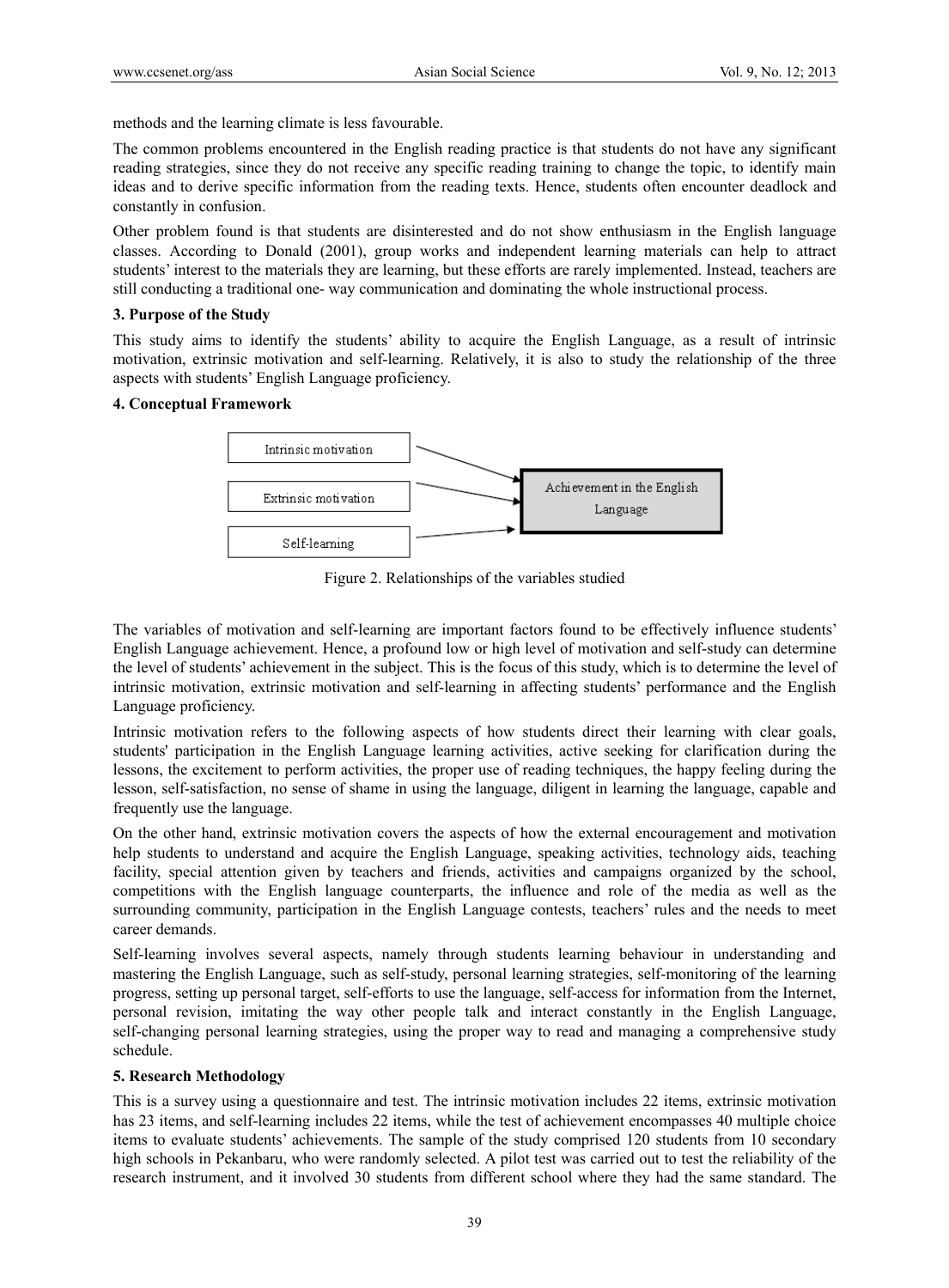methods and the learning climate is less favourable.

The common problems encountered in the English reading practice is that students do not have any significant reading strategies, since they do not receive any specific reading training to change the topic, to identify main ideas and to derive specific information from the reading texts. Hence, students often encounter deadlock and constantly in confusion.

Other problem found is that students are disinterested and do not show enthusiasm in the English language classes. According to Donald (2001), group works and independent learning materials can help to attract students' interest to the materials they are learning, but these efforts are rarely implemented. Instead, teachers are still conducting a traditional one- way communication and dominating the whole instructional process.

## 3. Purpose of the Study

This study aims to identify the students' ability to acquire the English Language, as a result of intrinsic motivation, extrinsic motivation and self-learning. Relatively, it is also to study the relationship of the three aspects with students' English Language proficiency.

## 4. Conceptual Framework

Intrinsic motivation → Achievement in the English Language
Extrinsic motivation → Achievement in the English Language
Self-learning → Achievement in the English Language

Figure 2. Relationships of the variables studied

The variables of motivation and self-learning are important factors found to be effectively influence students' English Language achievement. Hence, a profound low or high level of motivation and self-study can determine the level of students' achievement in the subject. This is the focus of this study, which is to determine the level of intrinsic motivation, extrinsic motivation and self-learning in affecting students' performance and the English Language proficiency.

Intrinsic motivation refers to the following aspects of how students direct their learning with clear goals, students' participation in the English Language learning activities, active seeking for clarification during the lessons, the excitement to perform activities, the proper use of reading techniques, the happy feeling during the lesson, self-satisfaction, no sense of shame in using the language, diligent in learning the language, capable and frequently use the language.

On the other hand, extrinsic motivation covers the aspects of how the external encouragement and motivation help students to understand and acquire the English Language, speaking activities, technology aids, teaching facility, special attention given by teachers and friends, activities and campaigns organized by the school, competitions with the English language counterparts, the influence and role of the media as well as the surrounding community, participation in the English Language contests, teachers' rules and the needs to meet career demands.

Self-learning involves several aspects, namely through students learning behaviour in understanding and mastering the English Language, such as self-study, personal learning strategies, self-monitoring of the learning progress, setting up personal target, self-efforts to use the language, self-access for information from the Internet, personal revision, imitating the way other people talk and interact constantly in the English Language, self-changing personal learning strategies, using the proper way to read and managing a comprehensive study schedule.

## 5. Research Methodology

This is a survey using a questionnaire and test. The intrinsic motivation includes 22 items, extrinsic motivation has 23 items, and self-learning includes 22 items, while the test of achievement encompasses 40 multiple choice items to evaluate students' achievements. The sample of the study comprised 120 students from 10 secondary high schools in Pekanbaru, who were randomly selected. A pilot test was carried out to test the reliability of the research instrument, and it involved 30 students from different school where they had the same standard. The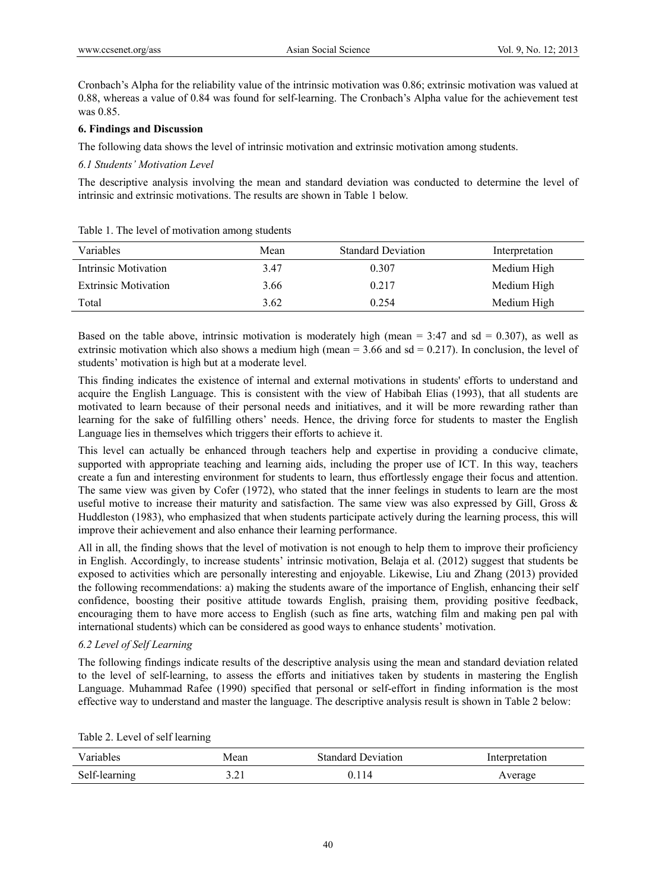Cronbach's Alpha for the reliability value of the intrinsic motivation was 0.86; extrinsic motivation was valued at 0.88, whereas a value of 0.84 was found for self-learning. The Cronbach's Alpha value for the achievement test was 0.85.

## 6. Findings and Discussion

The following data shows the level of intrinsic motivation and extrinsic motivation among students.

### *6.1 Students' Motivation Level*

The descriptive analysis involving the mean and standard deviation was conducted to determine the level of intrinsic and extrinsic motivations. The results are shown in Table 1 below.

Table 1. The level of motivation among students

| Variables | Mean | Standard Deviation | Interpretation |
|---|---|---|---|
| Intrinsic Motivation | 3.47 | 0.307 | Medium High |
| Extrinsic Motivation | 3.66 | 0.217 | Medium High |
| Total | 3.62 | 0.254 | Medium High |

Based on the table above, intrinsic motivation is moderately high (mean = 3:47 and sd = 0.307), as well as extrinsic motivation which also shows a medium high (mean = 3.66 and sd = 0.217). In conclusion, the level of students' motivation is high but at a moderate level.

This finding indicates the existence of internal and external motivations in students' efforts to understand and acquire the English Language. This is consistent with the view of Habibah Elias (1993), that all students are motivated to learn because of their personal needs and initiatives, and it will be more rewarding rather than learning for the sake of fulfilling others' needs. Hence, the driving force for students to master the English Language lies in themselves which triggers their efforts to achieve it.

This level can actually be enhanced through teachers help and expertise in providing a conducive climate, supported with appropriate teaching and learning aids, including the proper use of ICT. In this way, teachers create a fun and interesting environment for students to learn, thus effortlessly engage their focus and attention. The same view was given by Cofer (1972), who stated that the inner feelings in students to learn are the most useful motive to increase their maturity and satisfaction. The same view was also expressed by Gill, Gross & Huddleston (1983), who emphasized that when students participate actively during the learning process, this will improve their achievement and also enhance their learning performance.

All in all, the finding shows that the level of motivation is not enough to help them to improve their proficiency in English. Accordingly, to increase students' intrinsic motivation, Belaja et al. (2012) suggest that students be exposed to activities which are personally interesting and enjoyable. Likewise, Liu and Zhang (2013) provided the following recommendations: a) making the students aware of the importance of English, enhancing their self confidence, boosting their positive attitude towards English, praising them, providing positive feedback, encouraging them to have more access to English (such as fine arts, watching film and making pen pal with international students) which can be considered as good ways to enhance students' motivation.

### *6.2 Level of Self Learning*

The following findings indicate results of the descriptive analysis using the mean and standard deviation related to the level of self-learning, to assess the efforts and initiatives taken by students in mastering the English Language. Muhammad Rafee (1990) specified that personal or self-effort in finding information is the most effective way to understand and master the language. The descriptive analysis result is shown in Table 2 below:

Table 2. Level of self learning

| Variables | Mean | Standard Deviation | Interpretation |
|---|---|---|---|
| Self-learning | 3.21 | 0.114 | Average |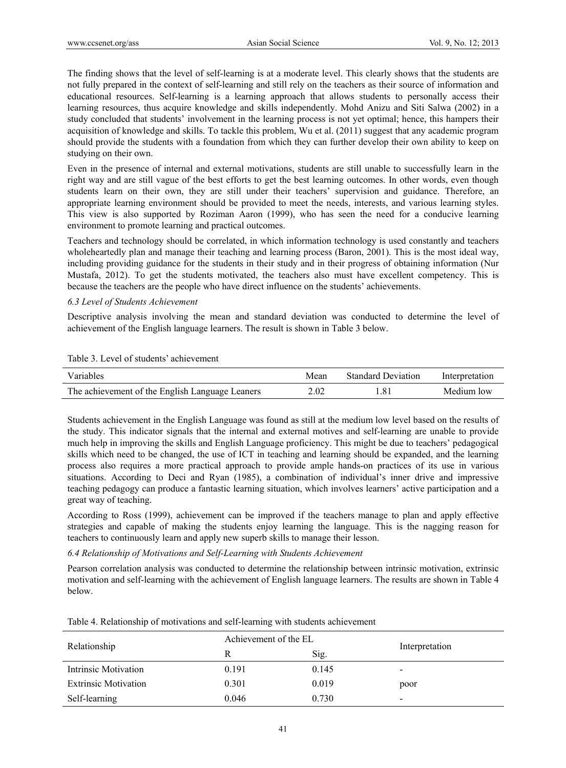The finding shows that the level of self-learning is at a moderate level. This clearly shows that the students are not fully prepared in the context of self-learning and still rely on the teachers as their source of information and educational resources. Self-learning is a learning approach that allows students to personally access their learning resources, thus acquire knowledge and skills independently. Mohd Anizu and Siti Salwa (2002) in a study concluded that students' involvement in the learning process is not yet optimal; hence, this hampers their acquisition of knowledge and skills. To tackle this problem, Wu et al. (2011) suggest that any academic program should provide the students with a foundation from which they can further develop their own ability to keep on studying on their own.

Even in the presence of internal and external motivations, students are still unable to successfully learn in the right way and are still vague of the best efforts to get the best learning outcomes. In other words, even though students learn on their own, they are still under their teachers' supervision and guidance. Therefore, an appropriate learning environment should be provided to meet the needs, interests, and various learning styles. This view is also supported by Roziman Aaron (1999), who has seen the need for a conducive learning environment to promote learning and practical outcomes.

Teachers and technology should be correlated, in which information technology is used constantly and teachers wholeheartedly plan and manage their teaching and learning process (Baron, 2001). This is the most ideal way, including providing guidance for the students in their study and in their progress of obtaining information (Nur Mustafa, 2012). To get the students motivated, the teachers also must have excellent competency. This is because the teachers are the people who have direct influence on the students' achievements.

### *6.3 Level of Students Achievement*

Descriptive analysis involving the mean and standard deviation was conducted to determine the level of achievement of the English language learners. The result is shown in Table 3 below.

Table 3. Level of students' achievement

| Variables | Mean | Standard Deviation | Interpretation |
|---|---|---|---|
| The achievement of the English Language Leaners | 2.02 | 1.81 | Medium low |

Students achievement in the English Language was found as still at the medium low level based on the results of the study. This indicator signals that the internal and external motives and self-learning are unable to provide much help in improving the skills and English Language proficiency. This might be due to teachers' pedagogical skills which need to be changed, the use of ICT in teaching and learning should be expanded, and the learning process also requires a more practical approach to provide ample hands-on practices of its use in various situations. According to Deci and Ryan (1985), a combination of individual's inner drive and impressive teaching pedagogy can produce a fantastic learning situation, which involves learners' active participation and a great way of teaching.

According to Ross (1999), achievement can be improved if the teachers manage to plan and apply effective strategies and capable of making the students enjoy learning the language. This is the nagging reason for teachers to continuously learn and apply new superb skills to manage their lesson.

### *6.4 Relationship of Motivations and Self-Learning with Students Achievement*

Pearson correlation analysis was conducted to determine the relationship between intrinsic motivation, extrinsic motivation and self-learning with the achievement of English language learners. The results are shown in Table 4 below.

Table 4. Relationship of motivations and self-learning with students achievement

| Relationship | Achievement of the EL | | Interpretation |
|---|---|---|---|
| | R | Sig. | |
| Intrinsic Motivation | 0.191 | 0.145 | - |
| Extrinsic Motivation | 0.301 | 0.019 | poor |
| Self-learning | 0.046 | 0.730 | - |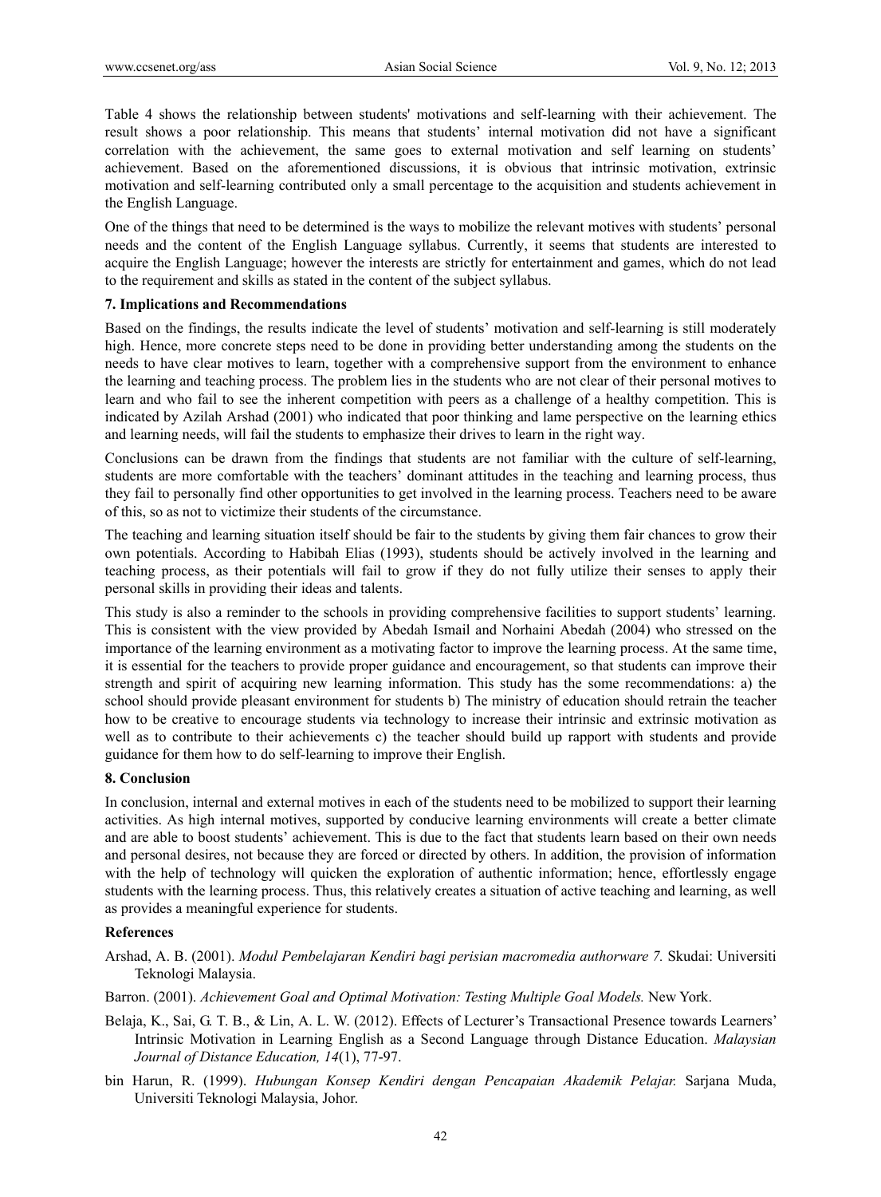Table 4 shows the relationship between students' motivations and self-learning with their achievement. The result shows a poor relationship. This means that students' internal motivation did not have a significant correlation with the achievement, the same goes to external motivation and self learning on students' achievement. Based on the aforementioned discussions, it is obvious that intrinsic motivation, extrinsic motivation and self-learning contributed only a small percentage to the acquisition and students achievement in the English Language.

One of the things that need to be determined is the ways to mobilize the relevant motives with students' personal needs and the content of the English Language syllabus. Currently, it seems that students are interested to acquire the English Language; however the interests are strictly for entertainment and games, which do not lead to the requirement and skills as stated in the content of the subject syllabus.

## 7. Implications and Recommendations

Based on the findings, the results indicate the level of students' motivation and self-learning is still moderately high. Hence, more concrete steps need to be done in providing better understanding among the students on the needs to have clear motives to learn, together with a comprehensive support from the environment to enhance the learning and teaching process. The problem lies in the students who are not clear of their personal motives to learn and who fail to see the inherent competition with peers as a challenge of a healthy competition. This is indicated by Azilah Arshad (2001) who indicated that poor thinking and lame perspective on the learning ethics and learning needs, will fail the students to emphasize their drives to learn in the right way.

Conclusions can be drawn from the findings that students are not familiar with the culture of self-learning, students are more comfortable with the teachers' dominant attitudes in the teaching and learning process, thus they fail to personally find other opportunities to get involved in the learning process. Teachers need to be aware of this, so as not to victimize their students of the circumstance.

The teaching and learning situation itself should be fair to the students by giving them fair chances to grow their own potentials. According to Habibah Elias (1993), students should be actively involved in the learning and teaching process, as their potentials will fail to grow if they do not fully utilize their senses to apply their personal skills in providing their ideas and talents.

This study is also a reminder to the schools in providing comprehensive facilities to support students' learning. This is consistent with the view provided by Abedah Ismail and Norhaini Abedah (2004) who stressed on the importance of the learning environment as a motivating factor to improve the learning process. At the same time, it is essential for the teachers to provide proper guidance and encouragement, so that students can improve their strength and spirit of acquiring new learning information. This study has the some recommendations: a) the school should provide pleasant environment for students b) The ministry of education should retrain the teacher how to be creative to encourage students via technology to increase their intrinsic and extrinsic motivation as well as to contribute to their achievements c) the teacher should build up rapport with students and provide guidance for them how to do self-learning to improve their English.

## 8. Conclusion

In conclusion, internal and external motives in each of the students need to be mobilized to support their learning activities. As high internal motives, supported by conducive learning environments will create a better climate and are able to boost students' achievement. This is due to the fact that students learn based on their own needs and personal desires, not because they are forced or directed by others. In addition, the provision of information with the help of technology will quicken the exploration of authentic information; hence, effortlessly engage students with the learning process. Thus, this relatively creates a situation of active teaching and learning, as well as provides a meaningful experience for students.

## References

Arshad, A. B. (2001). *Modul Pembelajaran Kendiri bagi perisian macromedia authorware 7.* Skudai: Universiti Teknologi Malaysia.

Barron. (2001). *Achievement Goal and Optimal Motivation: Testing Multiple Goal Models.* New York.

Belaja, K., Sai, G. T. B., & Lin, A. L. W. (2012). Effects of Lecturer's Transactional Presence towards Learners' Intrinsic Motivation in Learning English as a Second Language through Distance Education. *Malaysian Journal of Distance Education, 14*(1), 77-97.

bin Harun, R. (1999). *Hubungan Konsep Kendiri dengan Pencapaian Akademik Pelajar.* Sarjana Muda, Universiti Teknologi Malaysia, Johor.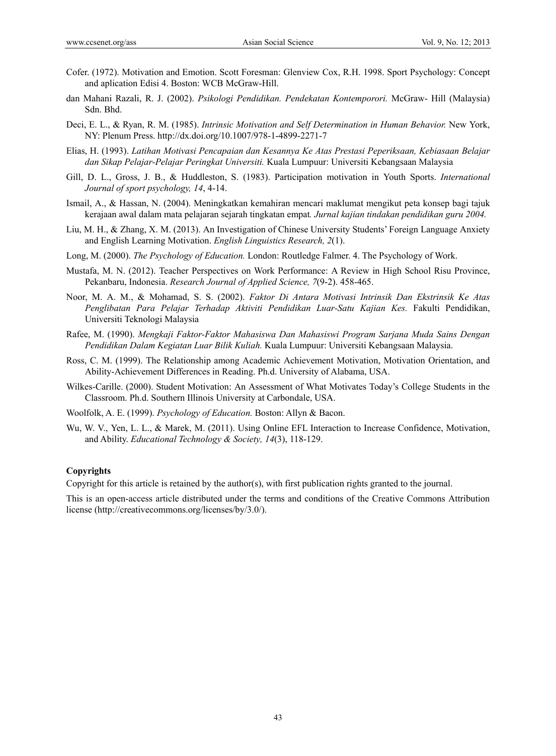Cofer. (1972). Motivation and Emotion. Scott Foresman: Glenview Cox, R.H. 1998. Sport Psychology: Concept and aplication Edisi 4. Boston: WCB McGraw-Hill.

dan Mahani Razali, R. J. (2002). *Psikologi Pendidikan. Pendekatan Kontemporori.* McGraw- Hill (Malaysia) Sdn. Bhd.

Deci, E. L., & Ryan, R. M. (1985). *Intrinsic Motivation and Self Determination in Human Behavior.* New York, NY: Plenum Press. http://dx.doi.org/10.1007/978-1-4899-2271-7

Elias, H. (1993). *Latihan Motivasi Pencapaian dan Kesannya Ke Atas Prestasi Peperiksaan, Kebiasaan Belajar dan Sikap Pelajar-Pelajar Peringkat Universiti.* Kuala Lumpuur: Universiti Kebangsaan Malaysia

Gill, D. L., Gross, J. B., & Huddleston, S. (1983). Participation motivation in Youth Sports. *International Journal of sport psychology, 14*, 4-14.

Ismail, A., & Hassan, N. (2004). Meningkatkan kemahiran mencari maklumat mengikut peta konsep bagi tajuk kerajaan awal dalam mata pelajaran sejarah tingkatan empat. *Jurnal kajian tindakan pendidikan guru 2004.*

Liu, M. H., & Zhang, X. M. (2013). An Investigation of Chinese University Students' Foreign Language Anxiety and English Learning Motivation. *English Linguistics Research, 2*(1).

Long, M. (2000). *The Psychology of Education.* London: Routledge Falmer. 4. The Psychology of Work.

Mustafa, M. N. (2012). Teacher Perspectives on Work Performance: A Review in High School Risu Province, Pekanbaru, Indonesia. *Research Journal of Applied Science, 7*(9-2). 458-465.

Noor, M. A. M., & Mohamad, S. S. (2002). *Faktor Di Antara Motivasi Intrinsik Dan Ekstrinsik Ke Atas Penglibatan Para Pelajar Terhadap Aktiviti Pendidikan Luar-Satu Kajian Kes.* Fakulti Pendidikan, Universiti Teknologi Malaysia

Rafee, M. (1990). *Mengkaji Faktor-Faktor Mahasiswa Dan Mahasiswi Program Sarjana Muda Sains Dengan Pendidikan Dalam Kegiatan Luar Bilik Kuliah.* Kuala Lumpuur: Universiti Kebangsaan Malaysia.

Ross, C. M. (1999). The Relationship among Academic Achievement Motivation, Motivation Orientation, and Ability-Achievement Differences in Reading. Ph.d. University of Alabama, USA.

Wilkes-Carille. (2000). Student Motivation: An Assessment of What Motivates Today's College Students in the Classroom. Ph.d. Southern Illinois University at Carbondale, USA.

Woolfolk, A. E. (1999). *Psychology of Education.* Boston: Allyn & Bacon.

Wu, W. V., Yen, L. L., & Marek, M. (2011). Using Online EFL Interaction to Increase Confidence, Motivation, and Ability. *Educational Technology & Society, 14*(3), 118-129.

**Copyrights**

Copyright for this article is retained by the author(s), with first publication rights granted to the journal.

This is an open-access article distributed under the terms and conditions of the Creative Commons Attribution license (http://creativecommons.org/licenses/by/3.0/).